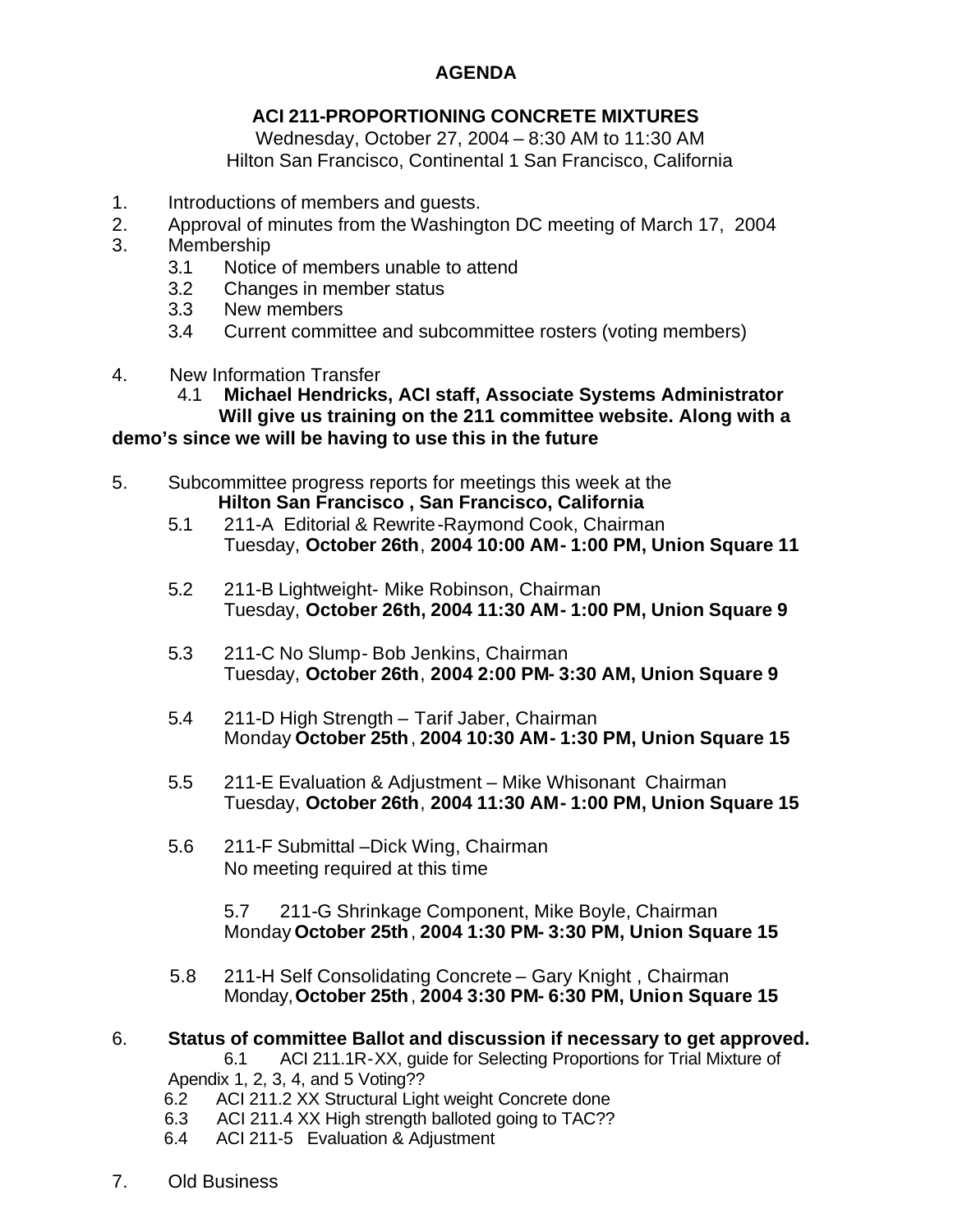**AGENDA**

**ACI 211-PROPORTIONING CONCRETE MIXTURES**

Wednesday, October 27, 2004 – 8:30 AM to 11:30 AM
Hilton San Francisco, Continental 1 San Francisco, California

1. Introductions of members and guests.
2. Approval of minutes from the Washington DC meeting of March 17, 2004
3. Membership
   - 3.1 Notice of members unable to attend
   - 3.2 Changes in member status
   - 3.3 New members
   - 3.4 Current committee and subcommittee rosters (voting members)
4. New Information Transfer
   - 4.1 **Michael Hendricks, ACI staff, Associate Systems Administrator Will give us training on the 211 committee website. Along with a demo's since we will be having to use this in the future**
5. Subcommittee progress reports for meetings this week at the **Hilton San Francisco , San Francisco, California**
   - 5.1 211-A Editorial & Rewrite-Raymond Cook, Chairman
     Tuesday, **October 26th**, **2004 10:00 AM- 1:00 PM, Union Square 11**
   - 5.2 211-B Lightweight- Mike Robinson, Chairman
     Tuesday, **October 26th, 2004 11:30 AM- 1:00 PM, Union Square 9**
   - 5.3 211-C No Slump- Bob Jenkins, Chairman
     Tuesday, **October 26th**, **2004 2:00 PM- 3:30 AM, Union Square 9**
   - 5.4 211-D High Strength – Tarif Jaber, Chairman
     Monday **October 25th**, **2004 10:30 AM- 1:30 PM, Union Square 15**
   - 5.5 211-E Evaluation & Adjustment – Mike Whisonant Chairman
     Tuesday, **October 26th**, **2004 11:30 AM- 1:00 PM, Union Square 15**
   - 5.6 211-F Submittal –Dick Wing, Chairman
     No meeting required at this time
   - 5.7 211-G Shrinkage Component, Mike Boyle, Chairman
     Monday **October 25th**, **2004 1:30 PM- 3:30 PM, Union Square 15**
   - 5.8 211-H Self Consolidating Concrete – Gary Knight , Chairman
     Monday, **October 25th**, **2004 3:30 PM- 6:30 PM, Union Square 15**
6. **Status of committee Ballot and discussion if necessary to get approved.**
   - 6.1 ACI 211.1R-XX, guide for Selecting Proportions for Trial Mixture of Apendix 1, 2, 3, 4, and 5 Voting??
   - 6.2 ACI 211.2 XX Structural Light weight Concrete done
   - 6.3 ACI 211.4 XX High strength balloted going to TAC??
   - 6.4 ACI 211-5 Evaluation & Adjustment
7. Old Business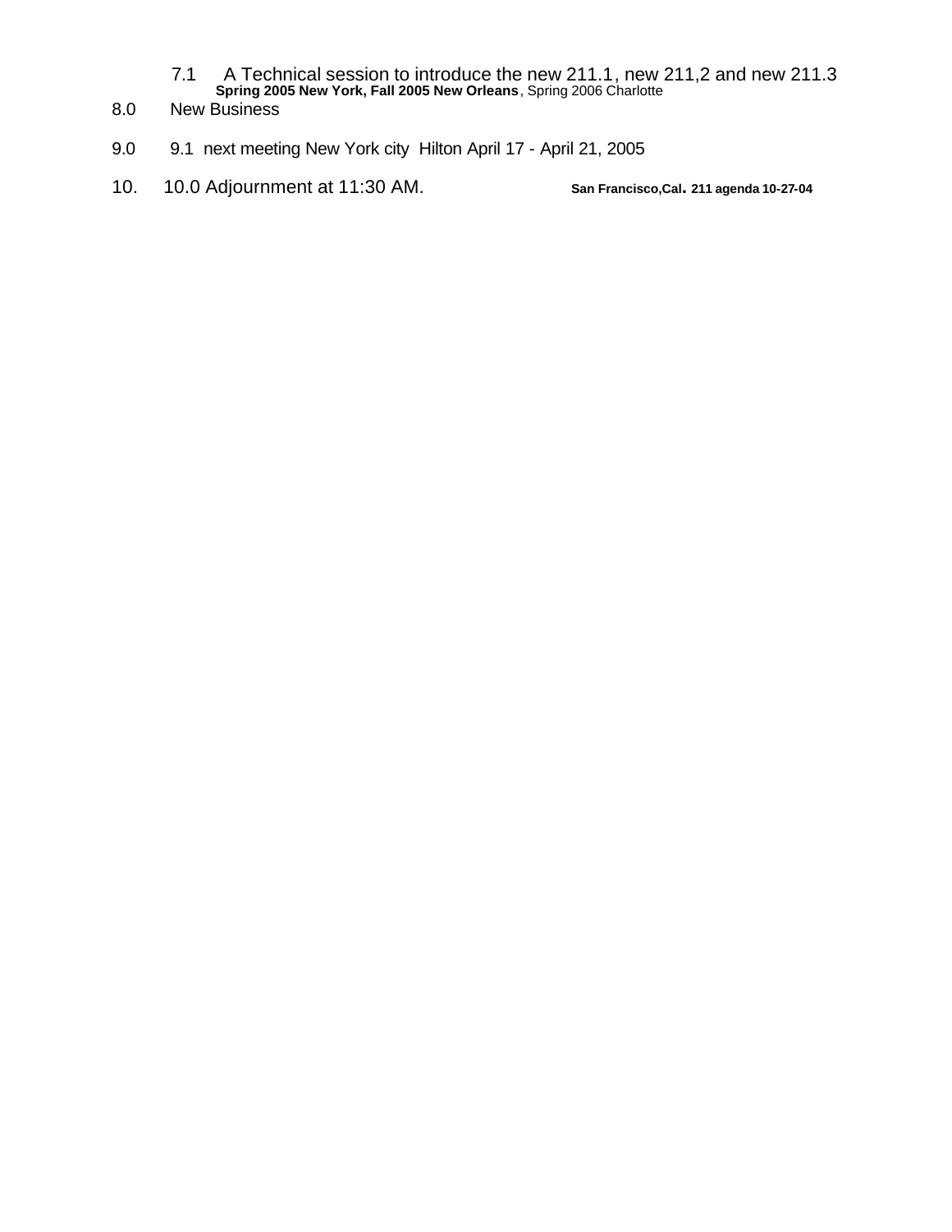7.1 A Technical session to introduce the new 211.1, new 211,2 and new 211.3
**Spring 2005 New York, Fall 2005 New Orleans**, Spring 2006 Charlotte

8.0 New Business

9.0 9.1 next meeting New York city Hilton April 17 - April 21, 2005

10. 10.0 Adjournment at 11:30 AM.

**San Francisco,Cal. 211 agenda 10-27-04**